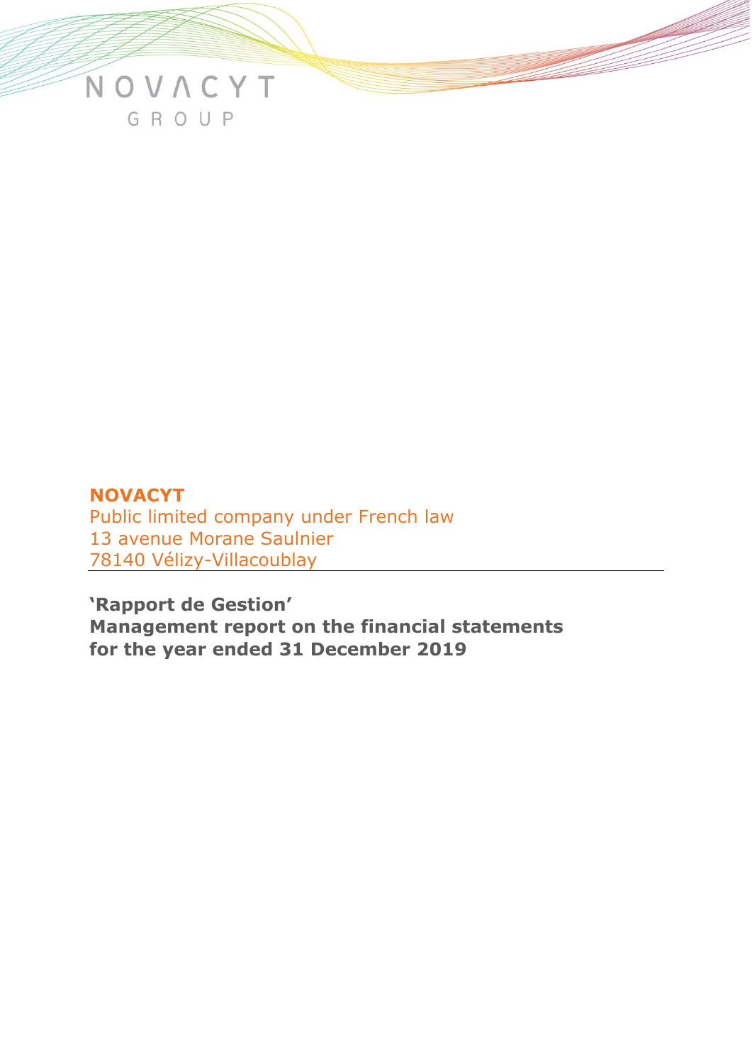NOVACYT

GROUP

**NOVACYT**

Public limited company under French law
13 avenue Morane Saulnier
78140 Vélizy-Villacoublay

**'Rapport de Gestion'**
**Management report on the financial statements for the year ended 31 December 2019**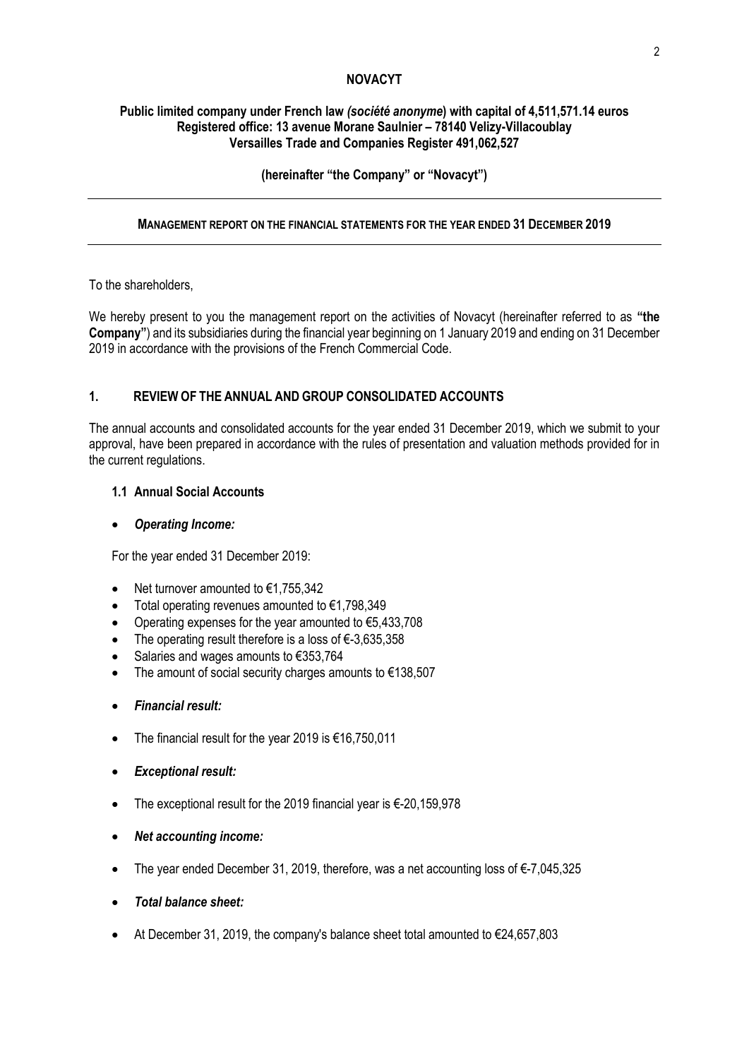**NOVACYT**

**Public limited company under French law *(société anonyme*) with capital of 4,511,571.14 euros**
**Registered office: 13 avenue Morane Saulnier – 78140 Velizy-Villacoublay**
**Versailles Trade and Companies Register 491,062,527**

**(hereinafter "the Company" or "Novacyt")**

---

**MANAGEMENT REPORT ON THE FINANCIAL STATEMENTS FOR THE YEAR ENDED 31 DECEMBER 2019**

---

To the shareholders,

We hereby present to you the management report on the activities of Novacyt (hereinafter referred to as **"the Company"**) and its subsidiaries during the financial year beginning on 1 January 2019 and ending on 31 December 2019 in accordance with the provisions of the French Commercial Code.

## 1. REVIEW OF THE ANNUAL AND GROUP CONSOLIDATED ACCOUNTS

The annual accounts and consolidated accounts for the year ended 31 December 2019, which we submit to your approval, have been prepared in accordance with the rules of presentation and valuation methods provided for in the current regulations.

### 1.1 Annual Social Accounts

- ***Operating Income:***

For the year ended 31 December 2019:

- Net turnover amounted to €1,755,342
- Total operating revenues amounted to €1,798,349
- Operating expenses for the year amounted to €5,433,708
- The operating result therefore is a loss of €-3,635,358
- Salaries and wages amounts to €353,764
- The amount of social security charges amounts to €138,507

- ***Financial result:***

- The financial result for the year 2019 is €16,750,011

- ***Exceptional result:***

- The exceptional result for the 2019 financial year is €-20,159,978

- ***Net accounting income:***

- The year ended December 31, 2019, therefore, was a net accounting loss of €-7,045,325

- ***Total balance sheet:***

- At December 31, 2019, the company's balance sheet total amounted to €24,657,803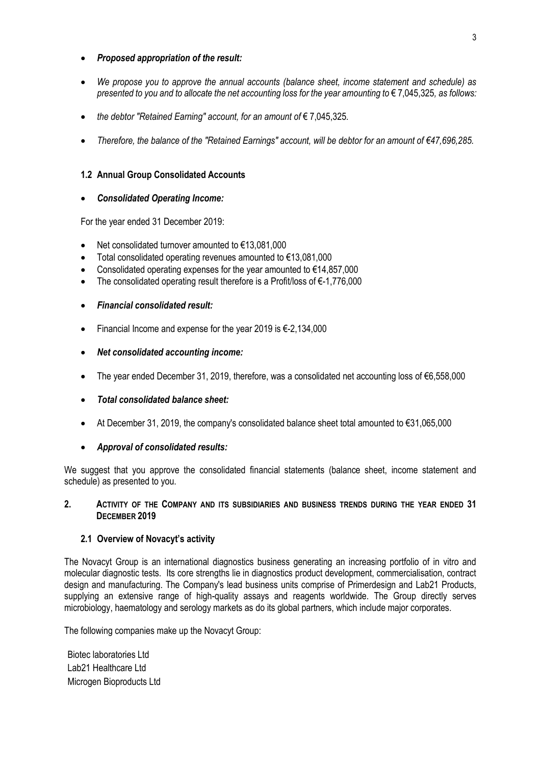- ***Proposed appropriation of the result:***

- *We propose you to approve the annual accounts (balance sheet, income statement and schedule) as presented to you and to allocate the net accounting loss for the year amounting to* € 7,045,325*, as follows:*

- *the debtor "Retained Earning" account, for an amount of* € 7,045,325*.*

- *Therefore, the balance of the "Retained Earnings" account, will be debtor for an amount of €47,696,285.*

### 1.2 Annual Group Consolidated Accounts

- ***Consolidated Operating Income:***

For the year ended 31 December 2019:

- Net consolidated turnover amounted to €13,081,000
- Total consolidated operating revenues amounted to €13,081,000
- Consolidated operating expenses for the year amounted to €14,857,000
- The consolidated operating result therefore is a Profit/loss of €-1,776,000

- ***Financial consolidated result:***

- Financial Income and expense for the year 2019 is €-2,134,000

- ***Net consolidated accounting income:***

- The year ended December 31, 2019, therefore, was a consolidated net accounting loss of €6,558,000

- ***Total consolidated balance sheet:***

- At December 31, 2019, the company's consolidated balance sheet total amounted to €31,065,000

- ***Approval of consolidated results:***

We suggest that you approve the consolidated financial statements (balance sheet, income statement and schedule) as presented to you.

## 2. Activity of the Company and its subsidiaries and business trends during the year ended 31 December 2019

### 2.1 Overview of Novacyt's activity

The Novacyt Group is an international diagnostics business generating an increasing portfolio of in vitro and molecular diagnostic tests. Its core strengths lie in diagnostics product development, commercialisation, contract design and manufacturing. The Company's lead business units comprise of Primerdesign and Lab21 Products, supplying an extensive range of high-quality assays and reagents worldwide. The Group directly serves microbiology, haematology and serology markets as do its global partners, which include major corporates.

The following companies make up the Novacyt Group:

Biotec laboratories Ltd
Lab21 Healthcare Ltd
Microgen Bioproducts Ltd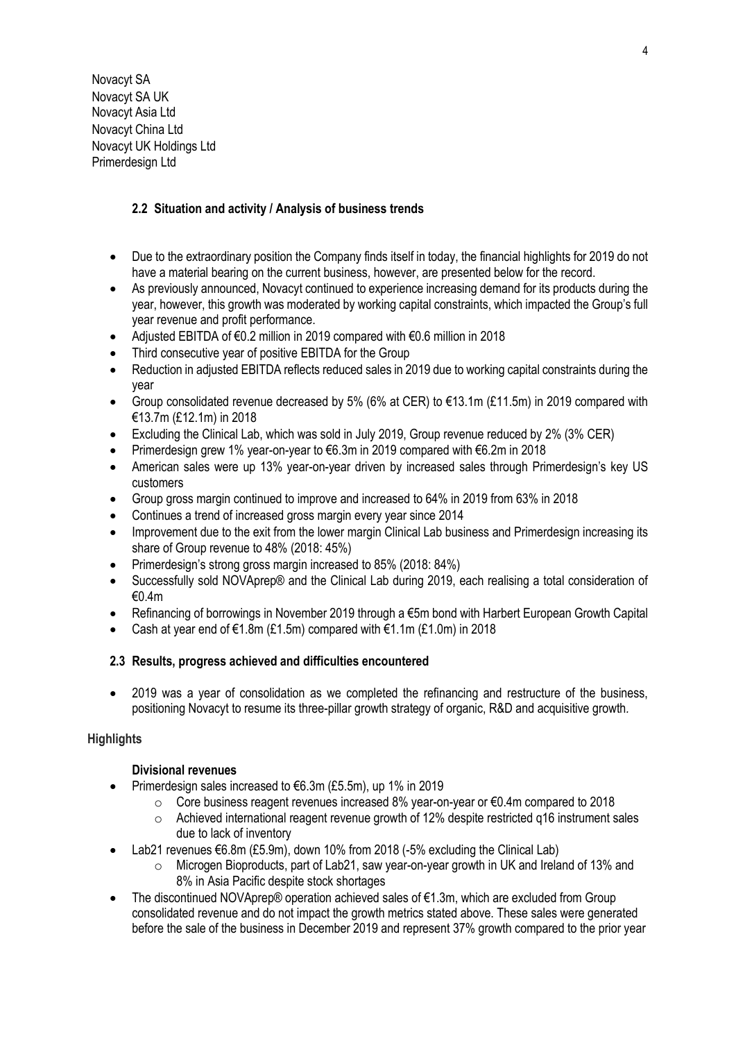Novacyt SA
Novacyt SA UK
Novacyt Asia Ltd
Novacyt China Ltd
Novacyt UK Holdings Ltd
Primerdesign Ltd

### 2.2 Situation and activity / Analysis of business trends

- Due to the extraordinary position the Company finds itself in today, the financial highlights for 2019 do not have a material bearing on the current business, however, are presented below for the record.
- As previously announced, Novacyt continued to experience increasing demand for its products during the year, however, this growth was moderated by working capital constraints, which impacted the Group's full year revenue and profit performance.
- Adjusted EBITDA of €0.2 million in 2019 compared with €0.6 million in 2018
- Third consecutive year of positive EBITDA for the Group
- Reduction in adjusted EBITDA reflects reduced sales in 2019 due to working capital constraints during the year
- Group consolidated revenue decreased by 5% (6% at CER) to €13.1m (£11.5m) in 2019 compared with €13.7m (£12.1m) in 2018
- Excluding the Clinical Lab, which was sold in July 2019, Group revenue reduced by 2% (3% CER)
- Primerdesign grew 1% year-on-year to €6.3m in 2019 compared with €6.2m in 2018
- American sales were up 13% year-on-year driven by increased sales through Primerdesign's key US customers
- Group gross margin continued to improve and increased to 64% in 2019 from 63% in 2018
- Continues a trend of increased gross margin every year since 2014
- Improvement due to the exit from the lower margin Clinical Lab business and Primerdesign increasing its share of Group revenue to 48% (2018: 45%)
- Primerdesign's strong gross margin increased to 85% (2018: 84%)
- Successfully sold NOVAprep® and the Clinical Lab during 2019, each realising a total consideration of €0.4m
- Refinancing of borrowings in November 2019 through a €5m bond with Harbert European Growth Capital
- Cash at year end of €1.8m (£1.5m) compared with €1.1m (£1.0m) in 2018

### 2.3 Results, progress achieved and difficulties encountered

- 2019 was a year of consolidation as we completed the refinancing and restructure of the business, positioning Novacyt to resume its three-pillar growth strategy of organic, R&D and acquisitive growth.

**Highlights**

**Divisional revenues**

- Primerdesign sales increased to €6.3m (£5.5m), up 1% in 2019
  - Core business reagent revenues increased 8% year-on-year or €0.4m compared to 2018
  - Achieved international reagent revenue growth of 12% despite restricted q16 instrument sales due to lack of inventory
- Lab21 revenues €6.8m (£5.9m), down 10% from 2018 (-5% excluding the Clinical Lab)
  - Microgen Bioproducts, part of Lab21, saw year-on-year growth in UK and Ireland of 13% and 8% in Asia Pacific despite stock shortages
- The discontinued NOVAprep® operation achieved sales of €1.3m, which are excluded from Group consolidated revenue and do not impact the growth metrics stated above. These sales were generated before the sale of the business in December 2019 and represent 37% growth compared to the prior year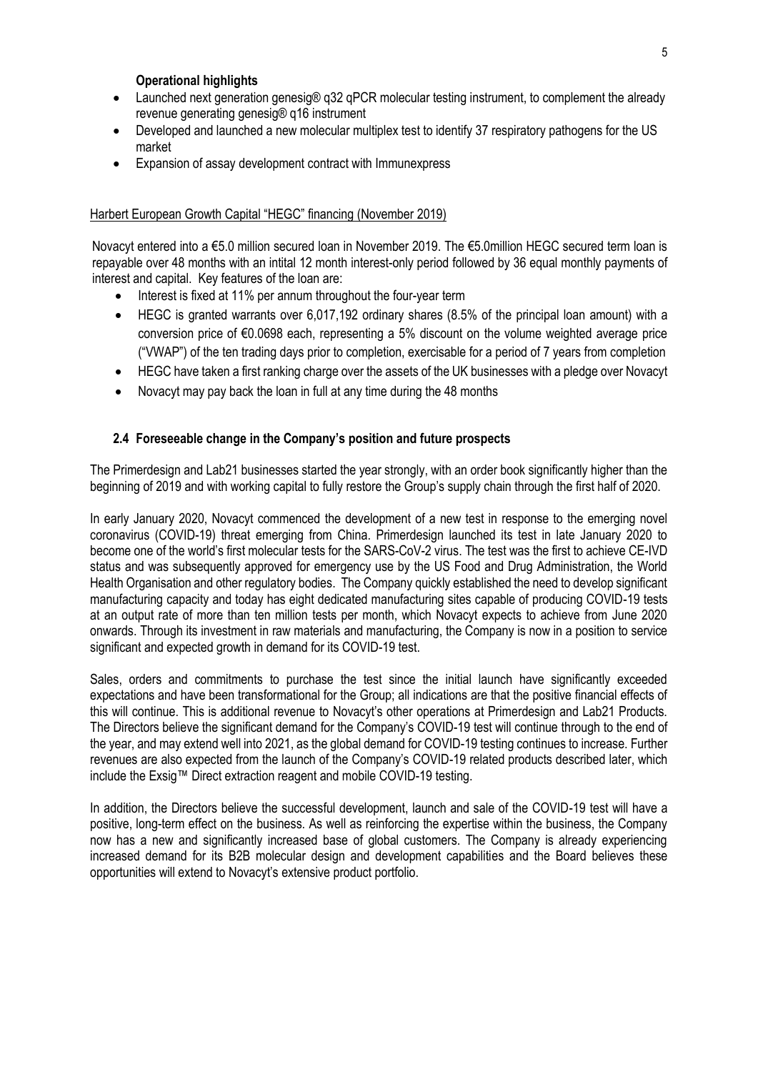**Operational highlights**

- Launched next generation genesig® q32 qPCR molecular testing instrument, to complement the already revenue generating genesig® q16 instrument
- Developed and launched a new molecular multiplex test to identify 37 respiratory pathogens for the US market
- Expansion of assay development contract with Immunexpress

Harbert European Growth Capital "HEGC" financing (November 2019)

Novacyt entered into a €5.0 million secured loan in November 2019. The €5.0million HEGC secured term loan is repayable over 48 months with an intital 12 month interest-only period followed by 36 equal monthly payments of interest and capital. Key features of the loan are:

- Interest is fixed at 11% per annum throughout the four-year term
- HEGC is granted warrants over 6,017,192 ordinary shares (8.5% of the principal loan amount) with a conversion price of €0.0698 each, representing a 5% discount on the volume weighted average price ("VWAP") of the ten trading days prior to completion, exercisable for a period of 7 years from completion
- HEGC have taken a first ranking charge over the assets of the UK businesses with a pledge over Novacyt
- Novacyt may pay back the loan in full at any time during the 48 months

## 2.4 Foreseeable change in the Company's position and future prospects

The Primerdesign and Lab21 businesses started the year strongly, with an order book significantly higher than the beginning of 2019 and with working capital to fully restore the Group's supply chain through the first half of 2020.

In early January 2020, Novacyt commenced the development of a new test in response to the emerging novel coronavirus (COVID-19) threat emerging from China. Primerdesign launched its test in late January 2020 to become one of the world's first molecular tests for the SARS-CoV-2 virus. The test was the first to achieve CE-IVD status and was subsequently approved for emergency use by the US Food and Drug Administration, the World Health Organisation and other regulatory bodies. The Company quickly established the need to develop significant manufacturing capacity and today has eight dedicated manufacturing sites capable of producing COVID-19 tests at an output rate of more than ten million tests per month, which Novacyt expects to achieve from June 2020 onwards. Through its investment in raw materials and manufacturing, the Company is now in a position to service significant and expected growth in demand for its COVID-19 test.

Sales, orders and commitments to purchase the test since the initial launch have significantly exceeded expectations and have been transformational for the Group; all indications are that the positive financial effects of this will continue. This is additional revenue to Novacyt's other operations at Primerdesign and Lab21 Products. The Directors believe the significant demand for the Company's COVID-19 test will continue through to the end of the year, and may extend well into 2021, as the global demand for COVID-19 testing continues to increase. Further revenues are also expected from the launch of the Company's COVID-19 related products described later, which include the Exsig™ Direct extraction reagent and mobile COVID-19 testing.

In addition, the Directors believe the successful development, launch and sale of the COVID-19 test will have a positive, long-term effect on the business. As well as reinforcing the expertise within the business, the Company now has a new and significantly increased base of global customers. The Company is already experiencing increased demand for its B2B molecular design and development capabilities and the Board believes these opportunities will extend to Novacyt's extensive product portfolio.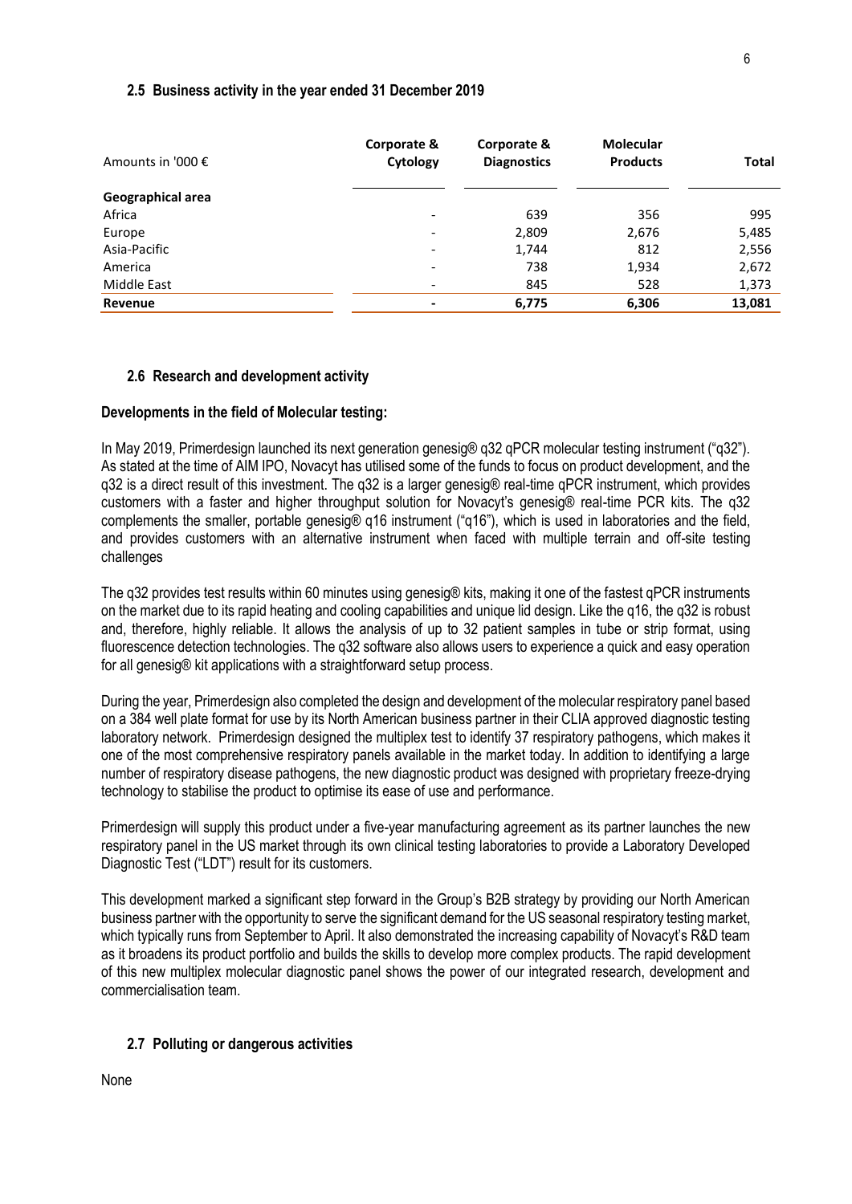## 2.5 Business activity in the year ended 31 December 2019

| Amounts in '000 € | Corporate & Cytology | Corporate & Diagnostics | Molecular Products | Total |
|---|---|---|---|---|
| **Geographical area** | | | | |
| Africa | - | 639 | 356 | 995 |
| Europe | - | 2,809 | 2,676 | 5,485 |
| Asia-Pacific | - | 1,744 | 812 | 2,556 |
| America | - | 738 | 1,934 | 2,672 |
| Middle East | - | 845 | 528 | 1,373 |
| **Revenue** | **-** | **6,775** | **6,306** | **13,081** |

## 2.6 Research and development activity

### Developments in the field of Molecular testing:

In May 2019, Primerdesign launched its next generation genesig® q32 qPCR molecular testing instrument ("q32"). As stated at the time of AIM IPO, Novacyt has utilised some of the funds to focus on product development, and the q32 is a direct result of this investment. The q32 is a larger genesig® real-time qPCR instrument, which provides customers with a faster and higher throughput solution for Novacyt's genesig® real-time PCR kits. The q32 complements the smaller, portable genesig® q16 instrument ("q16"), which is used in laboratories and the field, and provides customers with an alternative instrument when faced with multiple terrain and off-site testing challenges

The q32 provides test results within 60 minutes using genesig® kits, making it one of the fastest qPCR instruments on the market due to its rapid heating and cooling capabilities and unique lid design. Like the q16, the q32 is robust and, therefore, highly reliable. It allows the analysis of up to 32 patient samples in tube or strip format, using fluorescence detection technologies. The q32 software also allows users to experience a quick and easy operation for all genesig® kit applications with a straightforward setup process.

During the year, Primerdesign also completed the design and development of the molecular respiratory panel based on a 384 well plate format for use by its North American business partner in their CLIA approved diagnostic testing laboratory network. Primerdesign designed the multiplex test to identify 37 respiratory pathogens, which makes it one of the most comprehensive respiratory panels available in the market today. In addition to identifying a large number of respiratory disease pathogens, the new diagnostic product was designed with proprietary freeze-drying technology to stabilise the product to optimise its ease of use and performance.

Primerdesign will supply this product under a five-year manufacturing agreement as its partner launches the new respiratory panel in the US market through its own clinical testing laboratories to provide a Laboratory Developed Diagnostic Test ("LDT") result for its customers.

This development marked a significant step forward in the Group's B2B strategy by providing our North American business partner with the opportunity to serve the significant demand for the US seasonal respiratory testing market, which typically runs from September to April. It also demonstrated the increasing capability of Novacyt's R&D team as it broadens its product portfolio and builds the skills to develop more complex products. The rapid development of this new multiplex molecular diagnostic panel shows the power of our integrated research, development and commercialisation team.

## 2.7 Polluting or dangerous activities

None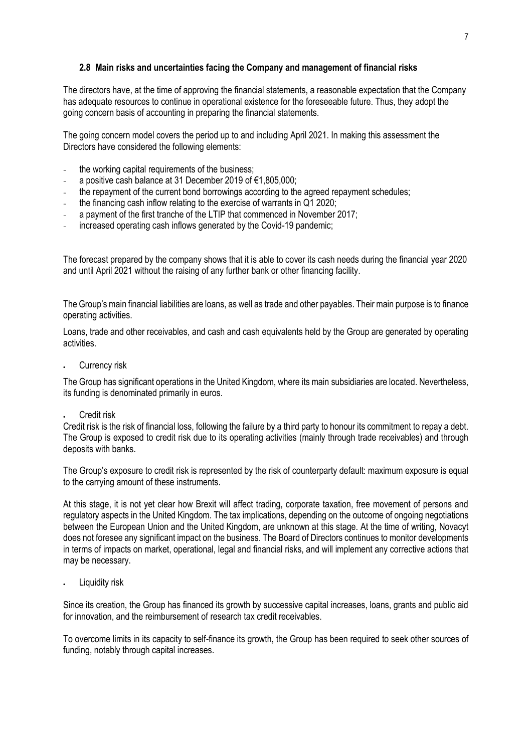### 2.8 Main risks and uncertainties facing the Company and management of financial risks

The directors have, at the time of approving the financial statements, a reasonable expectation that the Company has adequate resources to continue in operational existence for the foreseeable future. Thus, they adopt the going concern basis of accounting in preparing the financial statements.

The going concern model covers the period up to and including April 2021. In making this assessment the Directors have considered the following elements:

- the working capital requirements of the business;
- a positive cash balance at 31 December 2019 of €1,805,000;
- the repayment of the current bond borrowings according to the agreed repayment schedules;
- the financing cash inflow relating to the exercise of warrants in Q1 2020;
- a payment of the first tranche of the LTIP that commenced in November 2017;
- increased operating cash inflows generated by the Covid-19 pandemic;

The forecast prepared by the company shows that it is able to cover its cash needs during the financial year 2020 and until April 2021 without the raising of any further bank or other financing facility.

The Group's main financial liabilities are loans, as well as trade and other payables. Their main purpose is to finance operating activities.

Loans, trade and other receivables, and cash and cash equivalents held by the Group are generated by operating activities.

- Currency risk

The Group has significant operations in the United Kingdom, where its main subsidiaries are located. Nevertheless, its funding is denominated primarily in euros.

- Credit risk

Credit risk is the risk of financial loss, following the failure by a third party to honour its commitment to repay a debt. The Group is exposed to credit risk due to its operating activities (mainly through trade receivables) and through deposits with banks.

The Group's exposure to credit risk is represented by the risk of counterparty default: maximum exposure is equal to the carrying amount of these instruments.

At this stage, it is not yet clear how Brexit will affect trading, corporate taxation, free movement of persons and regulatory aspects in the United Kingdom. The tax implications, depending on the outcome of ongoing negotiations between the European Union and the United Kingdom, are unknown at this stage. At the time of writing, Novacyt does not foresee any significant impact on the business. The Board of Directors continues to monitor developments in terms of impacts on market, operational, legal and financial risks, and will implement any corrective actions that may be necessary.

- Liquidity risk

Since its creation, the Group has financed its growth by successive capital increases, loans, grants and public aid for innovation, and the reimbursement of research tax credit receivables.

To overcome limits in its capacity to self-finance its growth, the Group has been required to seek other sources of funding, notably through capital increases.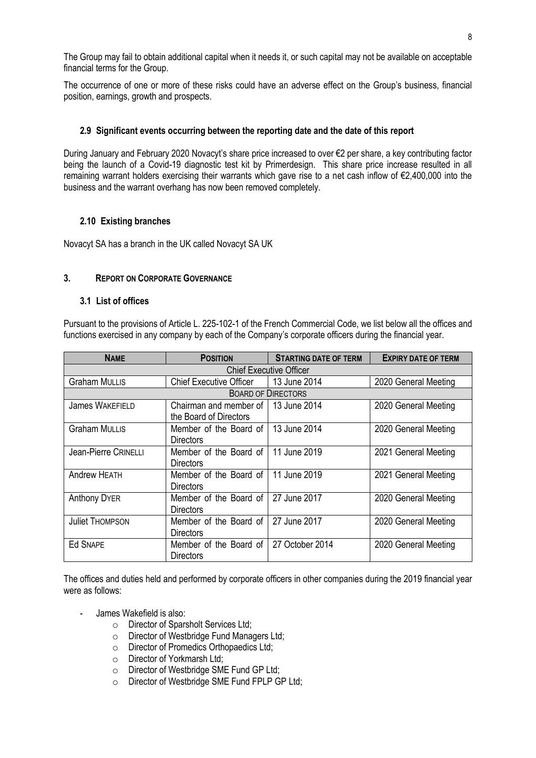The Group may fail to obtain additional capital when it needs it, or such capital may not be available on acceptable financial terms for the Group.

The occurrence of one or more of these risks could have an adverse effect on the Group's business, financial position, earnings, growth and prospects.

### 2.9 Significant events occurring between the reporting date and the date of this report

During January and February 2020 Novacyt's share price increased to over €2 per share, a key contributing factor being the launch of a Covid-19 diagnostic test kit by Primerdesign. This share price increase resulted in all remaining warrant holders exercising their warrants which gave rise to a net cash inflow of €2,400,000 into the business and the warrant overhang has now been removed completely.

### 2.10 Existing branches

Novacyt SA has a branch in the UK called Novacyt SA UK

## 3. REPORT ON CORPORATE GOVERNANCE

### 3.1 List of offices

Pursuant to the provisions of Article L. 225-102-1 of the French Commercial Code, we list below all the offices and functions exercised in any company by each of the Company's corporate officers during the financial year.

| NAME | POSITION | STARTING DATE OF TERM | EXPIRY DATE OF TERM |
|---|---|---|---|
| Chief Executive Officer | | | |
| Graham MULLIS | Chief Executive Officer | 13 June 2014 | 2020 General Meeting |
| BOARD OF DIRECTORS | | | |
| James WAKEFIELD | Chairman and member of the Board of Directors | 13 June 2014 | 2020 General Meeting |
| Graham MULLIS | Member of the Board of Directors | 13 June 2014 | 2020 General Meeting |
| Jean-Pierre CRINELLI | Member of the Board of Directors | 11 June 2019 | 2021 General Meeting |
| Andrew HEATH | Member of the Board of Directors | 11 June 2019 | 2021 General Meeting |
| Anthony DYER | Member of the Board of Directors | 27 June 2017 | 2020 General Meeting |
| Juliet THOMPSON | Member of the Board of Directors | 27 June 2017 | 2020 General Meeting |
| Ed SNAPE | Member of the Board of Directors | 27 October 2014 | 2020 General Meeting |

The offices and duties held and performed by corporate officers in other companies during the 2019 financial year were as follows:

- James Wakefield is also:
  - Director of Sparsholt Services Ltd;
  - Director of Westbridge Fund Managers Ltd;
  - Director of Promedics Orthopaedics Ltd;
  - Director of Yorkmarsh Ltd;
  - Director of Westbridge SME Fund GP Ltd;
  - Director of Westbridge SME Fund FPLP GP Ltd;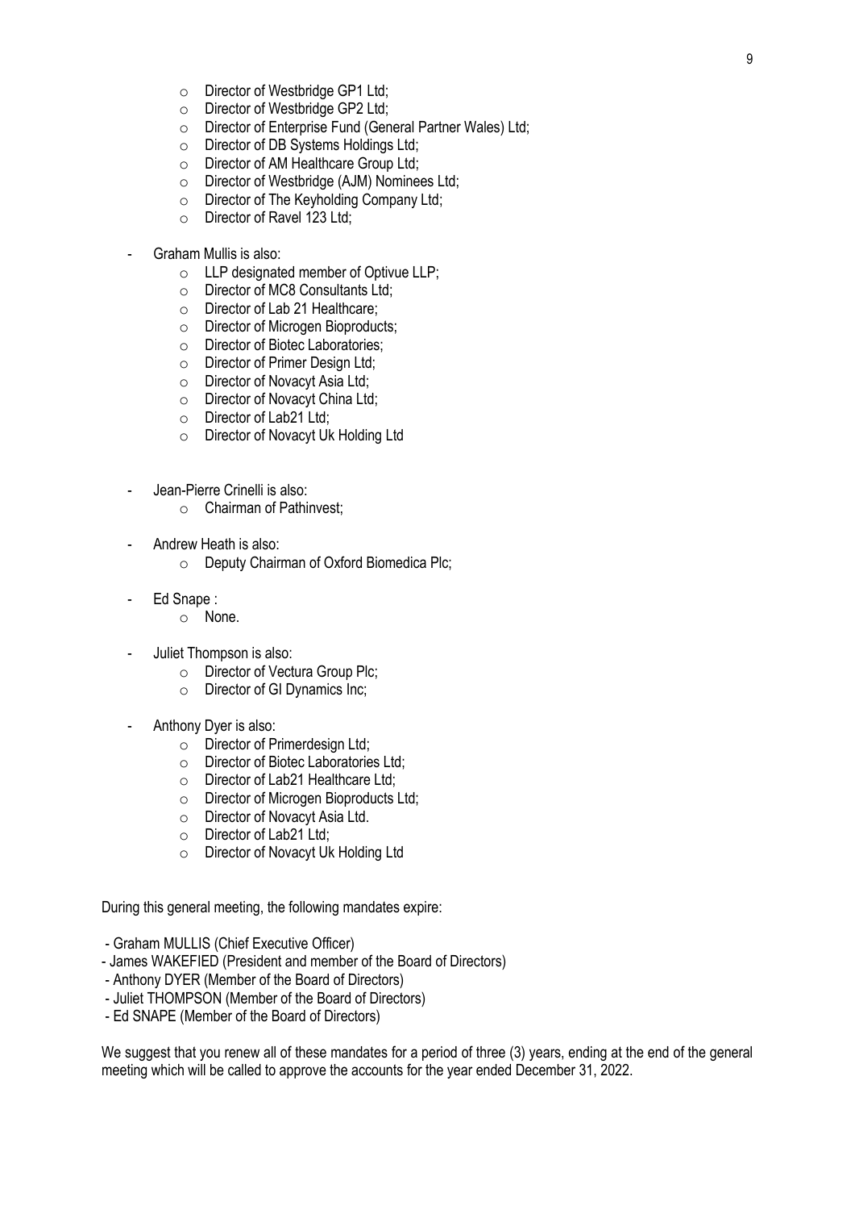- Director of Westbridge GP1 Ltd;
  - Director of Westbridge GP2 Ltd;
  - Director of Enterprise Fund (General Partner Wales) Ltd;
  - Director of DB Systems Holdings Ltd;
  - Director of AM Healthcare Group Ltd;
  - Director of Westbridge (AJM) Nominees Ltd;
  - Director of The Keyholding Company Ltd;
  - Director of Ravel 123 Ltd;

- Graham Mullis is also:
  - LLP designated member of Optivue LLP;
  - Director of MC8 Consultants Ltd;
  - Director of Lab 21 Healthcare;
  - Director of Microgen Bioproducts;
  - Director of Biotec Laboratories;
  - Director of Primer Design Ltd;
  - Director of Novacyt Asia Ltd;
  - Director of Novacyt China Ltd;
  - Director of Lab21 Ltd;
  - Director of Novacyt Uk Holding Ltd

- Jean-Pierre Crinelli is also:
  - Chairman of Pathinvest;

- Andrew Heath is also:
  - Deputy Chairman of Oxford Biomedica Plc;

- Ed Snape :
  - None.

- Juliet Thompson is also:
  - Director of Vectura Group Plc;
  - Director of GI Dynamics Inc;

- Anthony Dyer is also:
  - Director of Primerdesign Ltd;
  - Director of Biotec Laboratories Ltd;
  - Director of Lab21 Healthcare Ltd;
  - Director of Microgen Bioproducts Ltd;
  - Director of Novacyt Asia Ltd.
  - Director of Lab21 Ltd;
  - Director of Novacyt Uk Holding Ltd

During this general meeting, the following mandates expire:

- Graham MULLIS (Chief Executive Officer)
- James WAKEFIED (President and member of the Board of Directors)
- Anthony DYER (Member of the Board of Directors)
- Juliet THOMPSON (Member of the Board of Directors)
- Ed SNAPE (Member of the Board of Directors)

We suggest that you renew all of these mandates for a period of three (3) years, ending at the end of the general meeting which will be called to approve the accounts for the year ended December 31, 2022.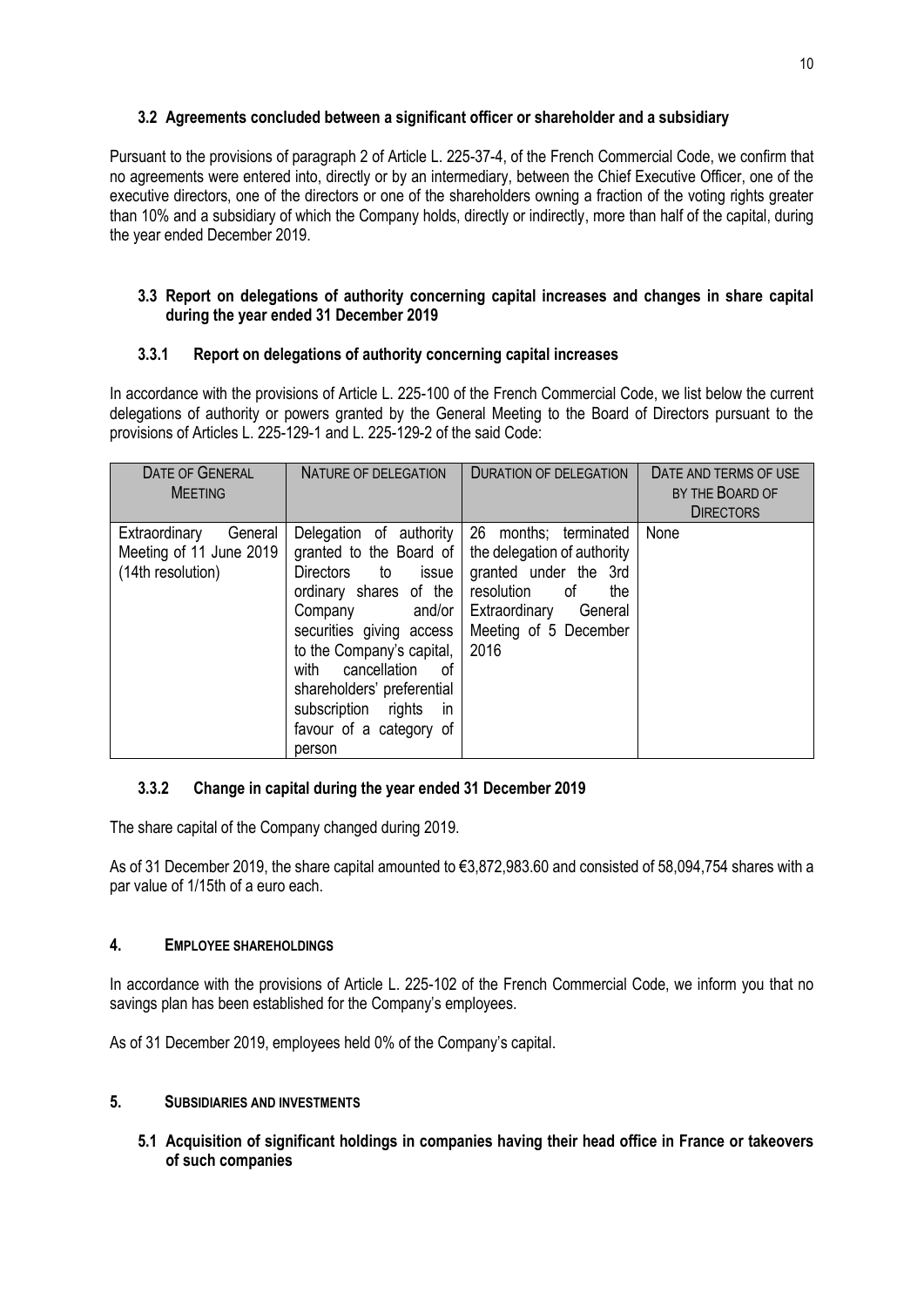### 3.2 Agreements concluded between a significant officer or shareholder and a subsidiary

Pursuant to the provisions of paragraph 2 of Article L. 225-37-4, of the French Commercial Code, we confirm that no agreements were entered into, directly or by an intermediary, between the Chief Executive Officer, one of the executive directors, one of the directors or one of the shareholders owning a fraction of the voting rights greater than 10% and a subsidiary of which the Company holds, directly or indirectly, more than half of the capital, during the year ended December 2019.

### 3.3 Report on delegations of authority concerning capital increases and changes in share capital during the year ended 31 December 2019

#### 3.3.1 Report on delegations of authority concerning capital increases

In accordance with the provisions of Article L. 225-100 of the French Commercial Code, we list below the current delegations of authority or powers granted by the General Meeting to the Board of Directors pursuant to the provisions of Articles L. 225-129-1 and L. 225-129-2 of the said Code:

| DATE OF GENERAL MEETING | NATURE OF DELEGATION | DURATION OF DELEGATION | DATE AND TERMS OF USE BY THE BOARD OF DIRECTORS |
|---|---|---|---|
| Extraordinary General Meeting of 11 June 2019 (14th resolution) | Delegation of authority granted to the Board of Directors to issue ordinary shares of the Company and/or securities giving access to the Company's capital, with cancellation of shareholders' preferential subscription rights in favour of a category of person | 26 months; terminated the delegation of authority granted under the 3rd resolution of the Extraordinary General Meeting of 5 December 2016 | None |

#### 3.3.2 Change in capital during the year ended 31 December 2019

The share capital of the Company changed during 2019.

As of 31 December 2019, the share capital amounted to €3,872,983.60 and consisted of 58,094,754 shares with a par value of 1/15th of a euro each.

## 4. EMPLOYEE SHAREHOLDINGS

In accordance with the provisions of Article L. 225-102 of the French Commercial Code, we inform you that no savings plan has been established for the Company's employees.

As of 31 December 2019, employees held 0% of the Company's capital.

## 5. SUBSIDIARIES AND INVESTMENTS

### 5.1 Acquisition of significant holdings in companies having their head office in France or takeovers of such companies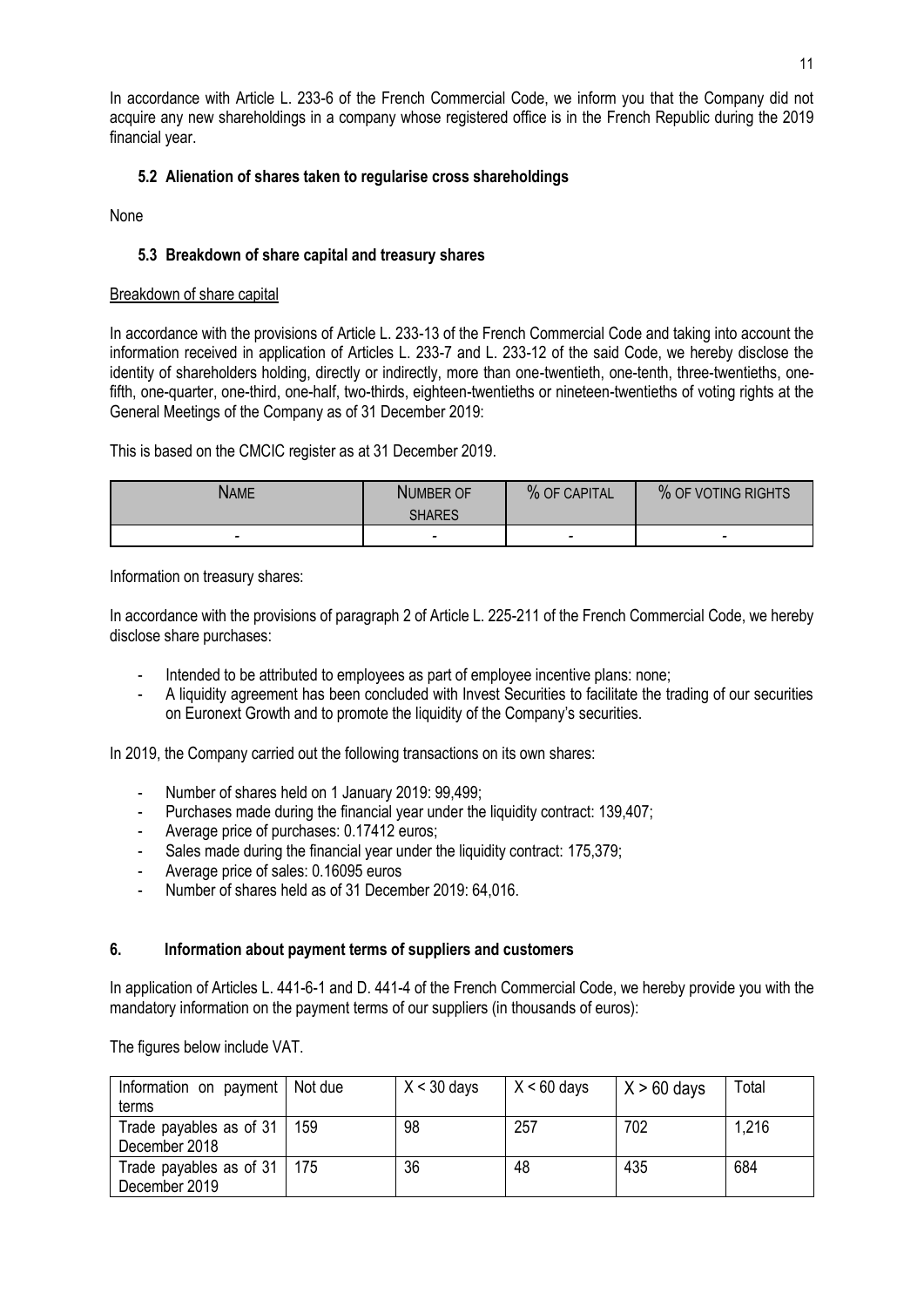In accordance with Article L. 233-6 of the French Commercial Code, we inform you that the Company did not acquire any new shareholdings in a company whose registered office is in the French Republic during the 2019 financial year.

### 5.2 Alienation of shares taken to regularise cross shareholdings

None

### 5.3 Breakdown of share capital and treasury shares

Breakdown of share capital

In accordance with the provisions of Article L. 233-13 of the French Commercial Code and taking into account the information received in application of Articles L. 233-7 and L. 233-12 of the said Code, we hereby disclose the identity of shareholders holding, directly or indirectly, more than one-twentieth, one-tenth, three-twentieths, one-fifth, one-quarter, one-third, one-half, two-thirds, eighteen-twentieths or nineteen-twentieths of voting rights at the General Meetings of the Company as of 31 December 2019:

This is based on the CMCIC register as at 31 December 2019.

| NAME | NUMBER OF SHARES | % OF CAPITAL | % OF VOTING RIGHTS |
|---|---|---|---|
| - | - | - | - |

Information on treasury shares:

In accordance with the provisions of paragraph 2 of Article L. 225-211 of the French Commercial Code, we hereby disclose share purchases:

- Intended to be attributed to employees as part of employee incentive plans: none;
- A liquidity agreement has been concluded with Invest Securities to facilitate the trading of our securities on Euronext Growth and to promote the liquidity of the Company's securities.

In 2019, the Company carried out the following transactions on its own shares:

- Number of shares held on 1 January 2019: 99,499;
- Purchases made during the financial year under the liquidity contract: 139,407;
- Average price of purchases: 0.17412 euros;
- Sales made during the financial year under the liquidity contract: 175,379;
- Average price of sales: 0.16095 euros
- Number of shares held as of 31 December 2019: 64,016.

## 6. Information about payment terms of suppliers and customers

In application of Articles L. 441-6-1 and D. 441-4 of the French Commercial Code, we hereby provide you with the mandatory information on the payment terms of our suppliers (in thousands of euros):

The figures below include VAT.

| Information on payment terms | Not due | X < 30 days | X < 60 days | X > 60 days | Total |
|---|---|---|---|---|---|
| Trade payables as of 31 December 2018 | 159 | 98 | 257 | 702 | 1,216 |
| Trade payables as of 31 December 2019 | 175 | 36 | 48 | 435 | 684 |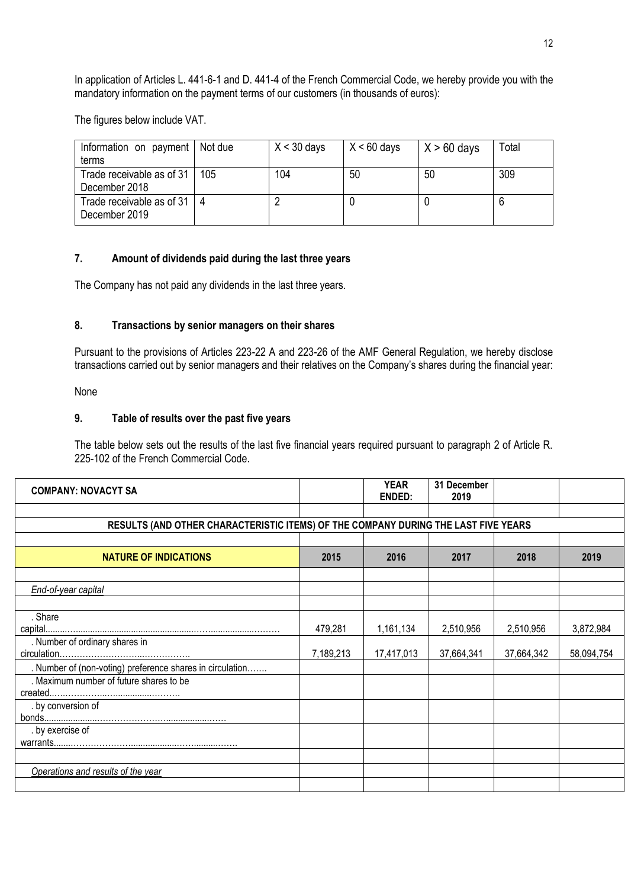In application of Articles L. 441-6-1 and D. 441-4 of the French Commercial Code, we hereby provide you with the mandatory information on the payment terms of our customers (in thousands of euros):

The figures below include VAT.

| Information on payment terms | Not due | X < 30 days | X < 60 days | X > 60 days | Total |
|---|---|---|---|---|---|
| Trade receivable as of 31 December 2018 | 105 | 104 | 50 | 50 | 309 |
| Trade receivable as of 31 December 2019 | 4 | 2 | 0 | 0 | 6 |

## 7. Amount of dividends paid during the last three years

The Company has not paid any dividends in the last three years.

## 8. Transactions by senior managers on their shares

Pursuant to the provisions of Articles 223-22 A and 223-26 of the AMF General Regulation, we hereby disclose transactions carried out by senior managers and their relatives on the Company's shares during the financial year:

None

## 9. Table of results over the past five years

The table below sets out the results of the last five financial years required pursuant to paragraph 2 of Article R. 225-102 of the French Commercial Code.

| **COMPANY: NOVACYT SA** | | **YEAR ENDED:** | **31 December 2019** | | |
|---|---|---|---|---|---|
| | | | | | |
| **RESULTS (AND OTHER CHARACTERISTIC ITEMS) OF THE COMPANY DURING THE LAST FIVE YEARS** | | | | | |
| | | | | | |
| **NATURE OF INDICATIONS** | **2015** | **2016** | **2017** | **2018** | **2019** |
| | | | | | |
| *End-of-year capital* | | | | | |
| | | | | | |
| . Share capital................................................................................... | 479,281 | 1,161,134 | 2,510,956 | 2,510,956 | 3,872,984 |
| . Number of ordinary shares in circulation............................................... | 7,189,213 | 17,417,013 | 37,664,341 | 37,664,342 | 58,094,754 |
| . Number of (non-voting) preference shares in circulation....... | | | | | |
| . Maximum number of future shares to be created.......................................... | | | | | |
| . by conversion of bonds............................................................... | | | | | |
| . by exercise of warrants............................................................... | | | | | |
| | | | | | |
| *Operations and results of the year* | | | | | |
| | | | | | |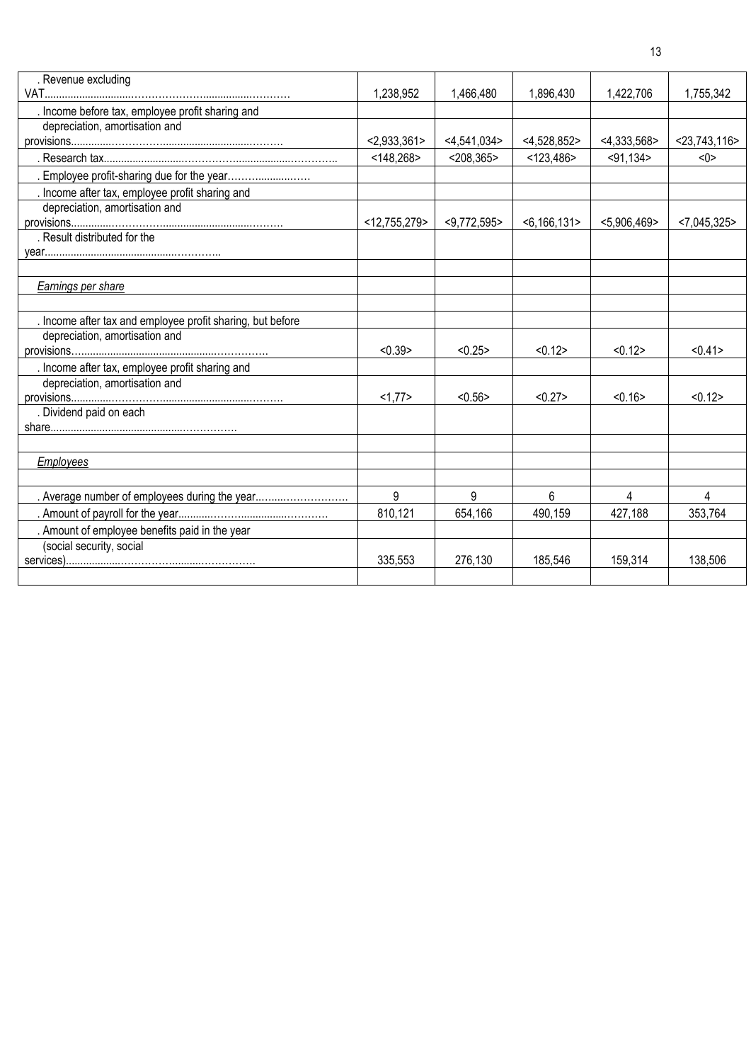| | | | | | |
|---|---|---|---|---|---|
| . Revenue excluding VAT.................................................................... | 1,238,952 | 1,466,480 | 1,896,430 | 1,422,706 | 1,755,342 |
| . Income before tax, employee profit sharing and depreciation, amortisation and provisions.................................................................... | <2,933,361> | <4,541,034> | <4,528,852> | <4,333,568> | <23,743,116> |
| . Research tax.................................................................... | <148,268> | <208,365> | <123,486> | <91,134> | <0> |
| . Employee profit-sharing due for the year.............................. | | | | | |
| . Income after tax, employee profit sharing and depreciation, amortisation and provisions.................................................................... | <12,755,279> | <9,772,595> | <6,166,131> | <5,906,469> | <7,045,325> |
| . Result distributed for the year.................................................................... | | | | | |
| | | | | | |
| *Earnings per share* | | | | | |
| | | | | | |
| . Income after tax and employee profit sharing, but before depreciation, amortisation and provisions.................................................................... | <0.39> | <0.25> | <0.12> | <0.12> | <0.41> |
| . Income after tax, employee profit sharing and depreciation, amortisation and provisions.................................................................... | <1,77> | <0.56> | <0.27> | <0.16> | <0.12> |
| . Dividend paid on each share.................................................................... | | | | | |
| | | | | | |
| *Employees* | | | | | |
| | | | | | |
| . Average number of employees during the year.............................. | 9 | 9 | 6 | 4 | 4 |
| . Amount of payroll for the year.............................................. | 810,121 | 654,166 | 490,159 | 427,188 | 353,764 |
| . Amount of employee benefits paid in the year (social security, social services).................................................................... | 335,553 | 276,130 | 185,546 | 159,314 | 138,506 |
| | | | | | |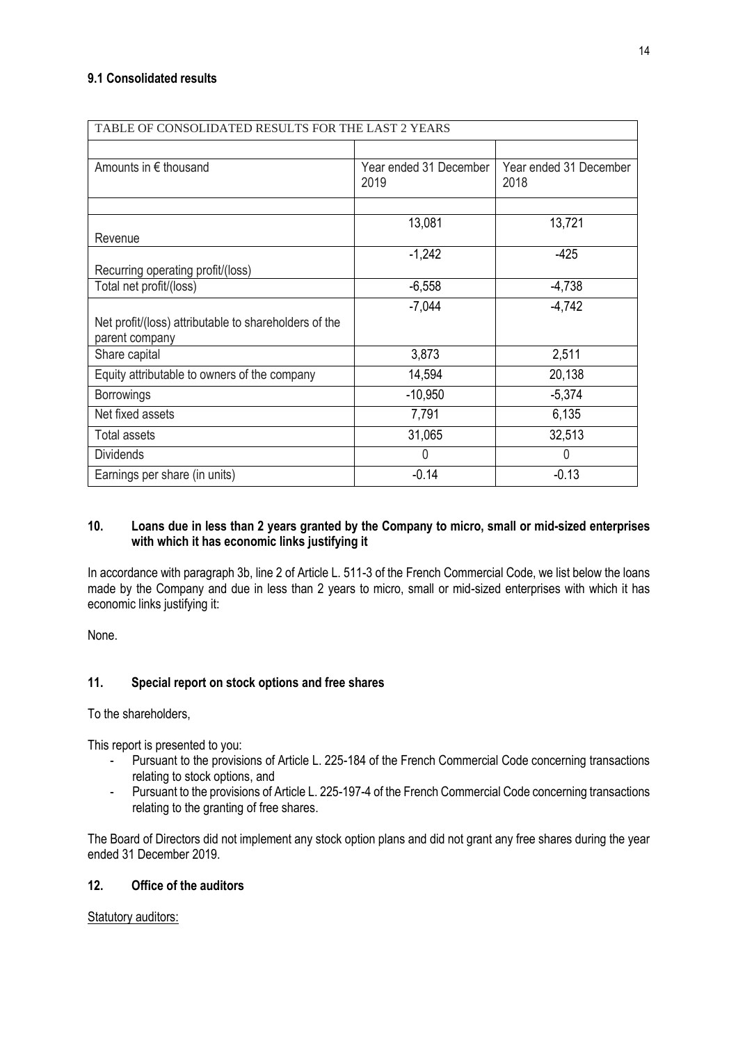### 9.1 Consolidated results

| TABLE OF CONSOLIDATED RESULTS FOR THE LAST 2 YEARS | | |
|---|---|---|
| | | |
| Amounts in € thousand | Year ended 31 December 2019 | Year ended 31 December 2018 |
| | | |
| Revenue | 13,081 | 13,721 |
| Recurring operating profit/(loss) | -1,242 | -425 |
| Total net profit/(loss) | -6,558 | -4,738 |
| Net profit/(loss) attributable to shareholders of the parent company | -7,044 | -4,742 |
| Share capital | 3,873 | 2,511 |
| Equity attributable to owners of the company | 14,594 | 20,138 |
| Borrowings | -10,950 | -5,374 |
| Net fixed assets | 7,791 | 6,135 |
| Total assets | 31,065 | 32,513 |
| Dividends | 0 | 0 |
| Earnings per share (in units) | -0.14 | -0.13 |

## 10. Loans due in less than 2 years granted by the Company to micro, small or mid-sized enterprises with which it has economic links justifying it

In accordance with paragraph 3b, line 2 of Article L. 511-3 of the French Commercial Code, we list below the loans made by the Company and due in less than 2 years to micro, small or mid-sized enterprises with which it has economic links justifying it:

None.

## 11. Special report on stock options and free shares

To the shareholders,

This report is presented to you:

- Pursuant to the provisions of Article L. 225-184 of the French Commercial Code concerning transactions relating to stock options, and
- Pursuant to the provisions of Article L. 225-197-4 of the French Commercial Code concerning transactions relating to the granting of free shares.

The Board of Directors did not implement any stock option plans and did not grant any free shares during the year ended 31 December 2019.

## 12. Office of the auditors

Statutory auditors: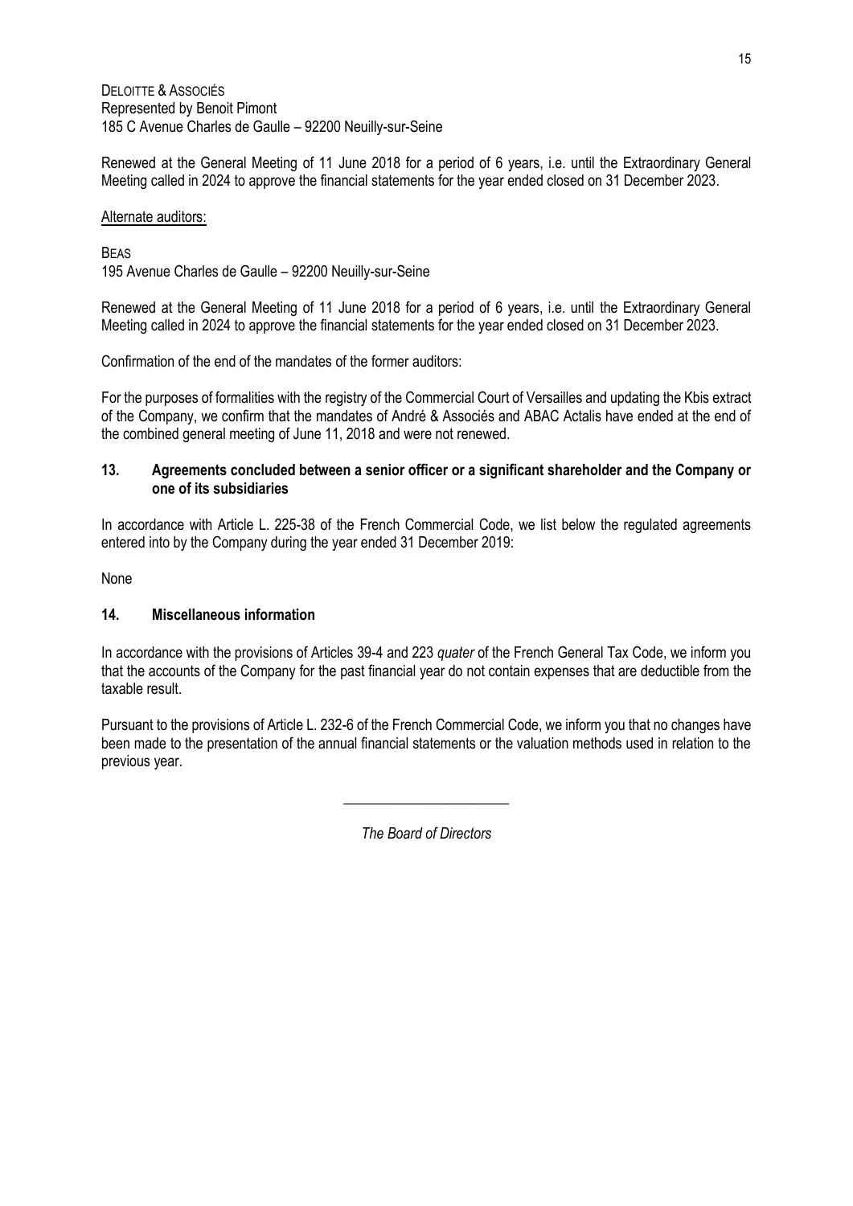DELOITTE & ASSOCIÉS
Represented by Benoit Pimont
185 C Avenue Charles de Gaulle – 92200 Neuilly-sur-Seine

Renewed at the General Meeting of 11 June 2018 for a period of 6 years, i.e. until the Extraordinary General Meeting called in 2024 to approve the financial statements for the year ended closed on 31 December 2023.

Alternate auditors:

BEAS
195 Avenue Charles de Gaulle – 92200 Neuilly-sur-Seine

Renewed at the General Meeting of 11 June 2018 for a period of 6 years, i.e. until the Extraordinary General Meeting called in 2024 to approve the financial statements for the year ended closed on 31 December 2023.

Confirmation of the end of the mandates of the former auditors:

For the purposes of formalities with the registry of the Commercial Court of Versailles and updating the Kbis extract of the Company, we confirm that the mandates of André & Associés and ABAC Actalis have ended at the end of the combined general meeting of June 11, 2018 and were not renewed.

## 13. Agreements concluded between a senior officer or a significant shareholder and the Company or one of its subsidiaries

In accordance with Article L. 225-38 of the French Commercial Code, we list below the regulated agreements entered into by the Company during the year ended 31 December 2019:

None

## 14. Miscellaneous information

In accordance with the provisions of Articles 39-4 and 223 *quater* of the French General Tax Code, we inform you that the accounts of the Company for the past financial year do not contain expenses that are deductible from the taxable result.

Pursuant to the provisions of Article L. 232-6 of the French Commercial Code, we inform you that no changes have been made to the presentation of the annual financial statements or the valuation methods used in relation to the previous year.

---

*The Board of Directors*